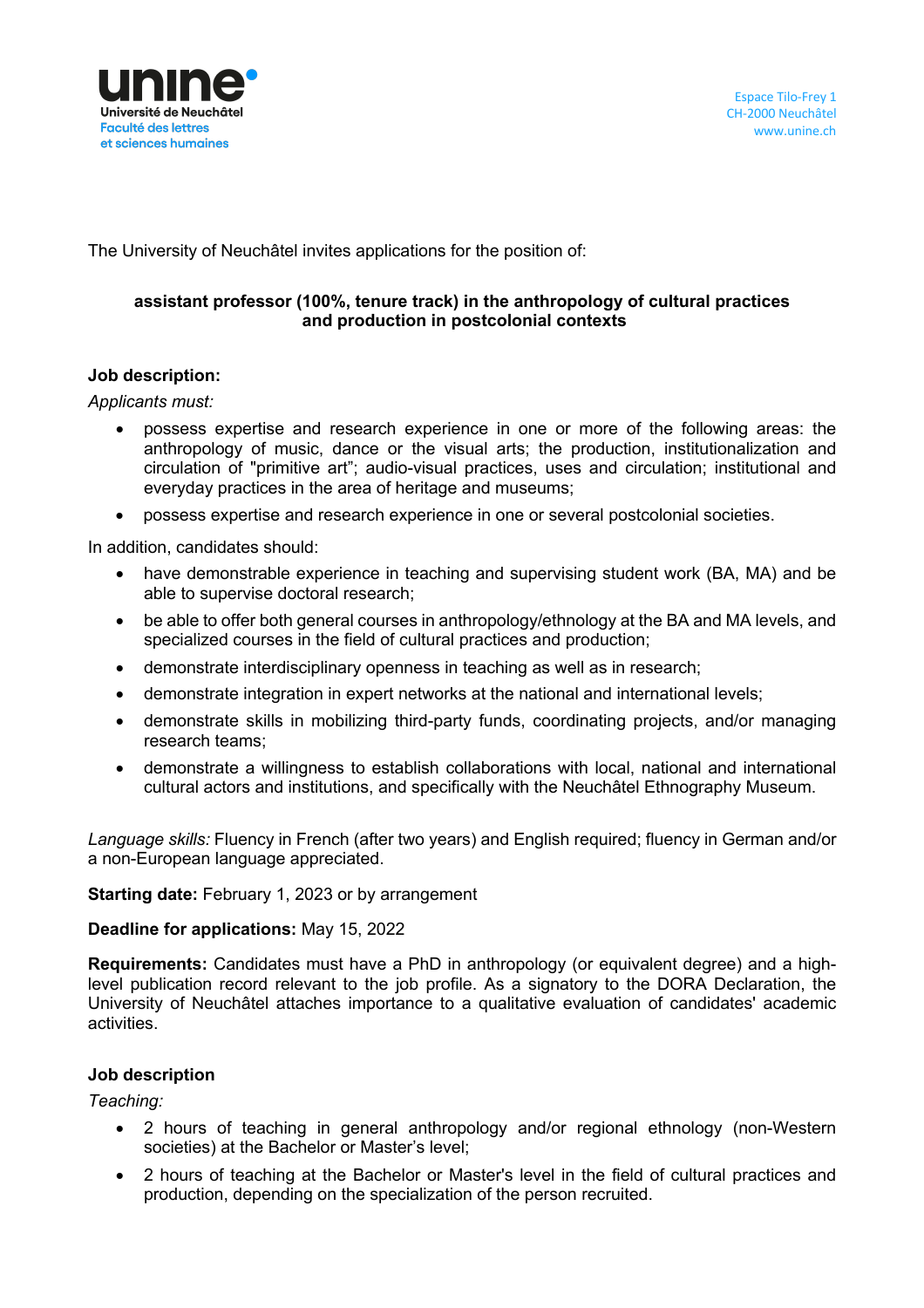**unine**
Université de Neuchâtel
Faculté des lettres
et sciences humaines

Espace Tilo-Frey 1
CH-2000 Neuchâtel
www.unine.ch

The University of Neuchâtel invites applications for the position of:

**assistant professor (100%, tenure track) in the anthropology of cultural practices and production in postcolonial contexts**

**Job description:**

*Applicants must:*

- possess expertise and research experience in one or more of the following areas: the anthropology of music, dance or the visual arts; the production, institutionalization and circulation of "primitive art"; audio-visual practices, uses and circulation; institutional and everyday practices in the area of heritage and museums;
- possess expertise and research experience in one or several postcolonial societies.

In addition, candidates should:

- have demonstrable experience in teaching and supervising student work (BA, MA) and be able to supervise doctoral research;
- be able to offer both general courses in anthropology/ethnology at the BA and MA levels, and specialized courses in the field of cultural practices and production;
- demonstrate interdisciplinary openness in teaching as well as in research;
- demonstrate integration in expert networks at the national and international levels;
- demonstrate skills in mobilizing third-party funds, coordinating projects, and/or managing research teams;
- demonstrate a willingness to establish collaborations with local, national and international cultural actors and institutions, and specifically with the Neuchâtel Ethnography Museum.

*Language skills:* Fluency in French (after two years) and English required; fluency in German and/or a non-European language appreciated.

**Starting date:** February 1, 2023 or by arrangement

**Deadline for applications:** May 15, 2022

**Requirements:** Candidates must have a PhD in anthropology (or equivalent degree) and a high-level publication record relevant to the job profile. As a signatory to the DORA Declaration, the University of Neuchâtel attaches importance to a qualitative evaluation of candidates' academic activities.

**Job description**

*Teaching:*

- 2 hours of teaching in general anthropology and/or regional ethnology (non-Western societies) at the Bachelor or Master's level;
- 2 hours of teaching at the Bachelor or Master's level in the field of cultural practices and production, depending on the specialization of the person recruited.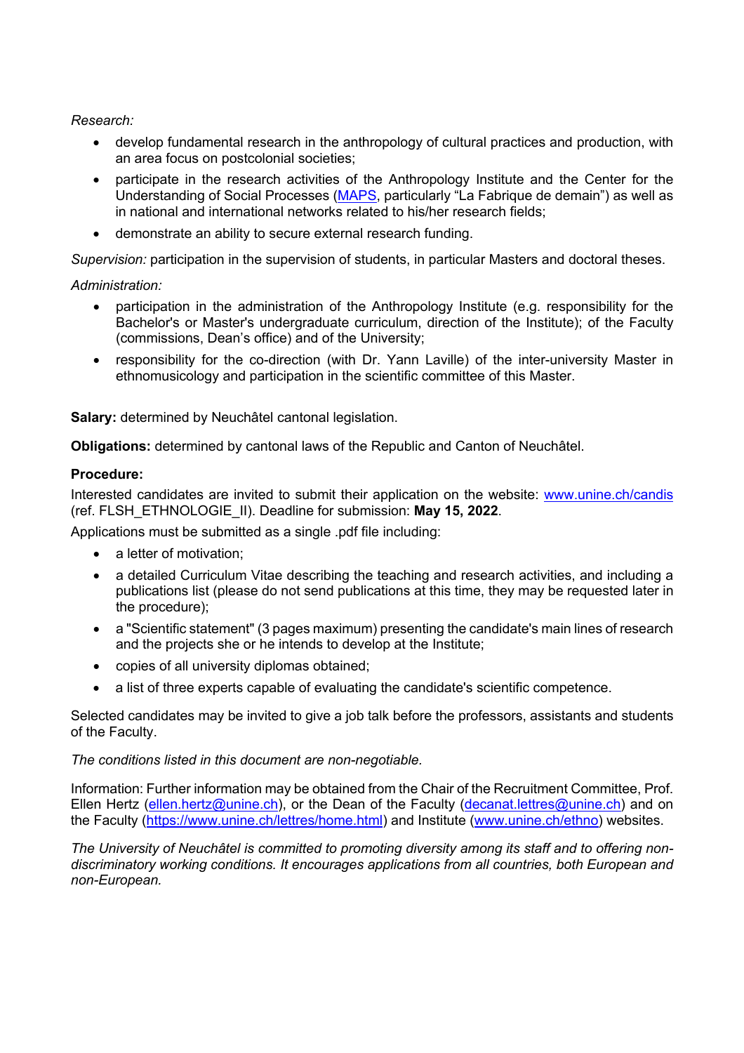*Research:*

- develop fundamental research in the anthropology of cultural practices and production, with an area focus on postcolonial societies;
- participate in the research activities of the Anthropology Institute and the Center for the Understanding of Social Processes (MAPS, particularly “La Fabrique de demain”) as well as in national and international networks related to his/her research fields;
- demonstrate an ability to secure external research funding.

*Supervision:* participation in the supervision of students, in particular Masters and doctoral theses.

*Administration:*

- participation in the administration of the Anthropology Institute (e.g. responsibility for the Bachelor's or Master's undergraduate curriculum, direction of the Institute); of the Faculty (commissions, Dean’s office) and of the University;
- responsibility for the co-direction (with Dr. Yann Laville) of the inter-university Master in ethnomusicology and participation in the scientific committee of this Master.

**Salary:** determined by Neuchâtel cantonal legislation.

**Obligations:** determined by cantonal laws of the Republic and Canton of Neuchâtel.

**Procedure:**

Interested candidates are invited to submit their application on the website: www.unine.ch/candis (ref. FLSH_ETHNOLOGIE_II). Deadline for submission: **May 15, 2022**.

Applications must be submitted as a single .pdf file including:

- a letter of motivation;
- a detailed Curriculum Vitae describing the teaching and research activities, and including a publications list (please do not send publications at this time, they may be requested later in the procedure);
- a "Scientific statement" (3 pages maximum) presenting the candidate's main lines of research and the projects she or he intends to develop at the Institute;
- copies of all university diplomas obtained;
- a list of three experts capable of evaluating the candidate's scientific competence.

Selected candidates may be invited to give a job talk before the professors, assistants and students of the Faculty.

*The conditions listed in this document are non-negotiable.*

Information: Further information may be obtained from the Chair of the Recruitment Committee, Prof. Ellen Hertz (ellen.hertz@unine.ch), or the Dean of the Faculty (decanat.lettres@unine.ch) and on the Faculty (https://www.unine.ch/lettres/home.html) and Institute (www.unine.ch/ethno) websites.

*The University of Neuchâtel is committed to promoting diversity among its staff and to offering non-discriminatory working conditions. It encourages applications from all countries, both European and non-European.*